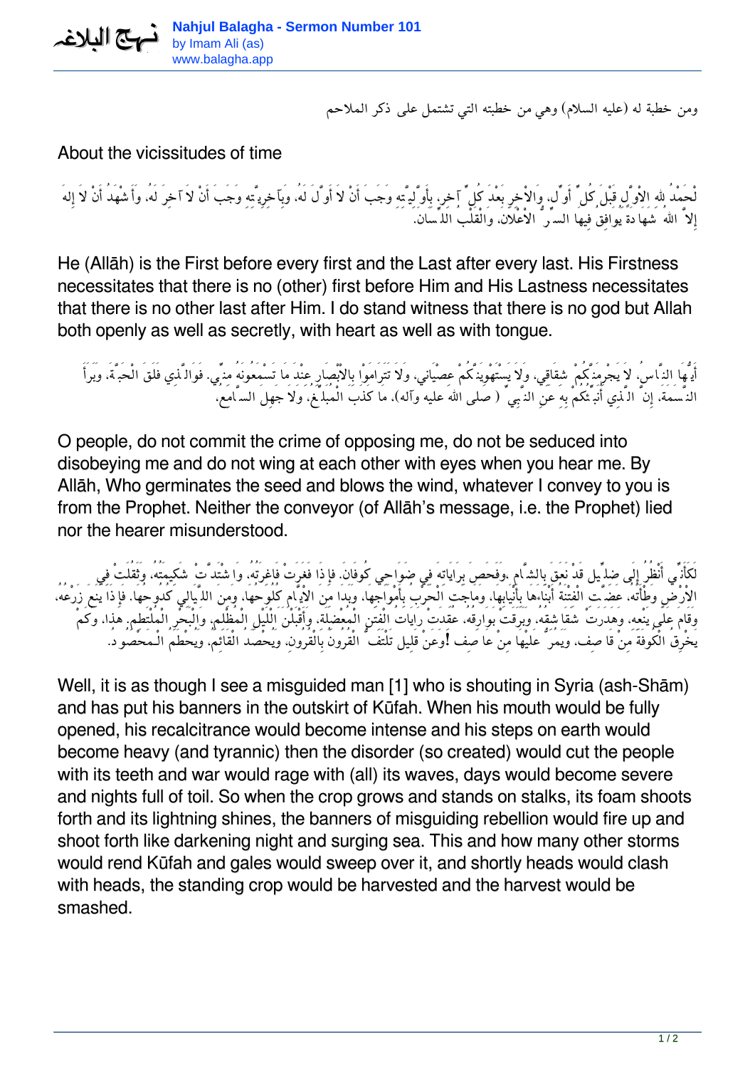ومن خطبة له (عليه السلام) وهي من خطبته التي تشتمل على ذكر الملاحم

About the vicissitudes of time

لْحَمْدُ للهِ الاَْوَّلِ قَبْلَ كُلِّ أَوَّل، وَالاْخِرِ بَعْدَ كُلِّ آخِر، بِأَوَّلِيَّتِهِ وَجَبَ أَنْ لاَ أَوَّلَ لَهُ، وَبِآخِرِيَّتِهِ وَجَبَ أَنْ لاَ آخِرَ لَهُ، وَأَشْهَدُ أَنْ لاَ إِلهَ إِلاَّ اللهُ شَهَادَةً يُوَافِقُ فِيهَا السِّرُّ الاِْعْلاَنَ، وَالْقَلْبُ اللِّسَانَ.

He (Allāh) is the First before every first and the Last after every last. His Firstness necessitates that there is no (other) first before Him and His Lastness necessitates that there is no other last after Him. I do stand witness that there is no god but Allah both openly as well as secretly, with heart as well as with tongue.

أَيُّهَا النَّاسُ، لاَ يَجْرِمَنَّكُمْ شِقَاقِي، وَلاَ يَسْتَهْوِيَنَّكُمْ عِصْيَانِي، وَلاَ تَتَرَامَوْا بِالاَْبْصَارِ عِنْدَ مَا تَسْمَعُونَهُ مِنِّي. فَوَالَّذِي فَلَقَ الْحَبَّةَ، وَبَرَأَ النَّسَمَةَ، إِنَّ الَّذِي أُنَبِّئُكُمْ بِهِ عَنِ النَّبِيِّ ( صلى الله عليه وآله)، مَا كَذَبَ الْمُبَلِّغُ، وَلاَ جَهِلَ السَّامِعُ.

O people, do not commit the crime of opposing me, do not be seduced into disobeying me and do not wing at each other with eyes when you hear me. By Allāh, Who germinates the seed and blows the wind, whatever I convey to you is from the Prophet. Neither the conveyor (of Allāh's message, i.e. the Prophet) lied nor the hearer misunderstood.

لَكَأَنِّي أَنْظُرُ إِلَى ضِلِّيل قَدْ نَعَقَ بِالشَّامِ، وَفَحَصَ بِرَايَاتِهِ فِي ضَوَاحِي كُوفَانَ. فإِذَا فَغَرَتْ فَاغِرَتُهُ، وَاشْتَدَّتْ شَكِيمَتُهُ، وَثَقُلَتْ فِي الاَْرْضِ وَطْأَتُهُ، عَضَّتِ الْفِتْنَةُ أَبْنَاءَهَا بِأَنْيَابِهَا، وَمَاجَتِ الْحَرْبُ بِأَمْوَاجِهَا، وَبَدَا مِنَ الاَْيَّامِ كُلُوحُهَا، وَمِنَ اللَّيَالِي كُدُوحُهَا. فَإِذَا يَنَعَ زَرْعُهُ، وَقَامَ عَلَى يَنْعِهِ، وَهَدَرَتْ شَقَاشِقُهُ، وَبَرَقَتْ بَوَارِقُهُ، عُقِدَتْ رَايَاتُ الْفِتَنِ الْمُعْضِلَةِ، وَأَقْبَلْنَ كَاللَّيْلِ الْمُظْلِمِ، وَالْبَحْرِ الْمُلْتَطِمِ. هذَا، وَكَمْ يَخْرِقُ الْكُوفَةَ مِنْ قَاصِف، وَيَمُرُّ عَلَيْهَا مِنْ عَاصِف! وَعَنْ قَلِيل تَلْتَفُّ الْقُرُونُ بِالْقُرُونِ، وَيُحْصَدُ الْقَائِمُ، وَيُحْطَمُ الْمَحْصُودُ.

Well, it is as though I see a misguided man [1] who is shouting in Syria (ash-Shām) and has put his banners in the outskirt of Kūfah. When his mouth would be fully opened, his recalcitrance would become intense and his steps on earth would become heavy (and tyrannic) then the disorder (so created) would cut the people with its teeth and war would rage with (all) its waves, days would become severe and nights full of toil. So when the crop grows and stands on stalks, its foam shoots forth and its lightning shines, the banners of misguiding rebellion would fire up and shoot forth like darkening night and surging sea. This and how many other storms would rend Kūfah and gales would sweep over it, and shortly heads would clash with heads, the standing crop would be harvested and the harvest would be smashed.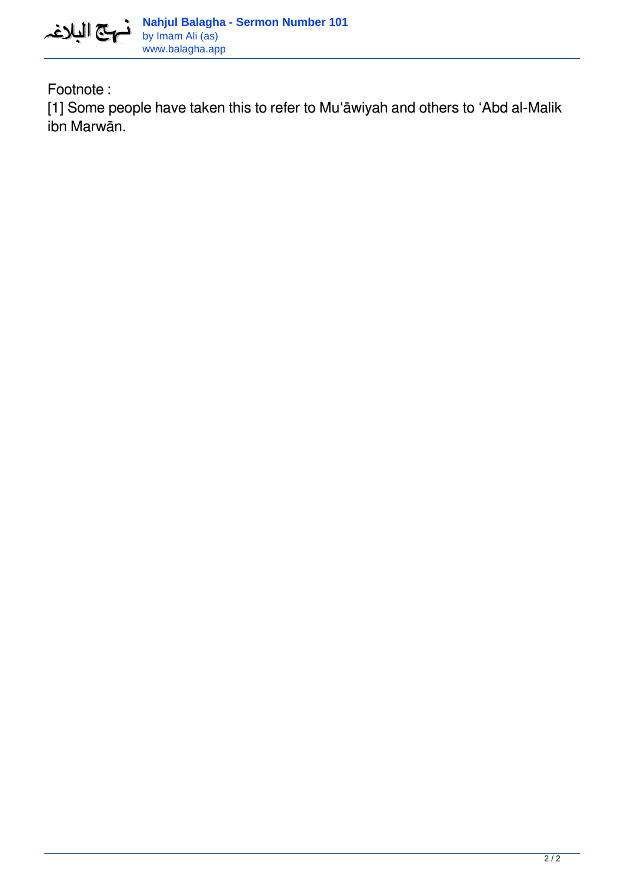Footnote :
[1] Some people have taken this to refer to Mu‘āwiyah and others to ‘Abd al-Malik ibn Marwān.